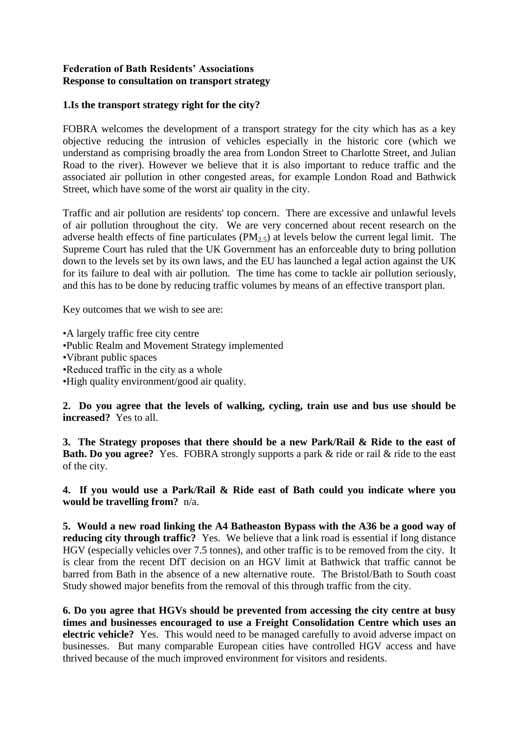**Federation of Bath Residents' Associations**
**Response to consultation on transport strategy**

**1.Is the transport strategy right for the city?**

FOBRA welcomes the development of a transport strategy for the city which has as a key objective reducing the intrusion of vehicles especially in the historic core (which we understand as comprising broadly the area from London Street to Charlotte Street, and Julian Road to the river). However we believe that it is also important to reduce traffic and the associated air pollution in other congested areas, for example London Road and Bathwick Street, which have some of the worst air quality in the city.

Traffic and air pollution are residents' top concern. There are excessive and unlawful levels of air pollution throughout the city. We are very concerned about recent research on the adverse health effects of fine particulates ($PM_{2.5}$) at levels below the current legal limit. The Supreme Court has ruled that the UK Government has an enforceable duty to bring pollution down to the levels set by its own laws, and the EU has launched a legal action against the UK for its failure to deal with air pollution. The time has come to tackle air pollution seriously, and this has to be done by reducing traffic volumes by means of an effective transport plan.

Key outcomes that we wish to see are:

- A largely traffic free city centre
- Public Realm and Movement Strategy implemented
- Vibrant public spaces
- Reduced traffic in the city as a whole
- High quality environment/good air quality.

**2. Do you agree that the levels of walking, cycling, train use and bus use should be increased?** Yes to all.

**3. The Strategy proposes that there should be a new Park/Rail & Ride to the east of Bath. Do you agree?** Yes. FOBRA strongly supports a park & ride or rail & ride to the east of the city.

**4. If you would use a Park/Rail & Ride east of Bath could you indicate where you would be travelling from?** n/a.

**5. Would a new road linking the A4 Batheaston Bypass with the A36 be a good way of reducing city through traffic?** Yes. We believe that a link road is essential if long distance HGV (especially vehicles over 7.5 tonnes), and other traffic is to be removed from the city. It is clear from the recent DfT decision on an HGV limit at Bathwick that traffic cannot be barred from Bath in the absence of a new alternative route. The Bristol/Bath to South coast Study showed major benefits from the removal of this through traffic from the city.

**6. Do you agree that HGVs should be prevented from accessing the city centre at busy times and businesses encouraged to use a Freight Consolidation Centre which uses an electric vehicle?** Yes. This would need to be managed carefully to avoid adverse impact on businesses. But many comparable European cities have controlled HGV access and have thrived because of the much improved environment for visitors and residents.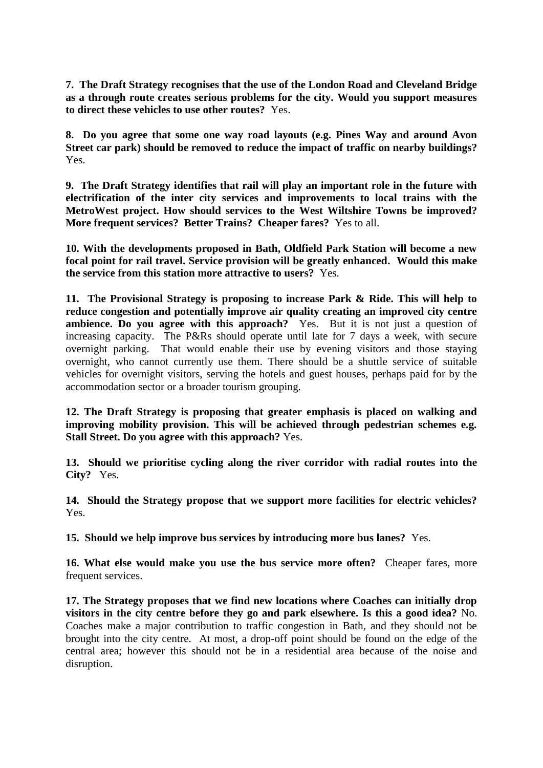**7. The Draft Strategy recognises that the use of the London Road and Cleveland Bridge as a through route creates serious problems for the city. Would you support measures to direct these vehicles to use other routes?** Yes.

**8. Do you agree that some one way road layouts (e.g. Pines Way and around Avon Street car park) should be removed to reduce the impact of traffic on nearby buildings?** Yes.

**9. The Draft Strategy identifies that rail will play an important role in the future with electrification of the inter city services and improvements to local trains with the MetroWest project. How should services to the West Wiltshire Towns be improved? More frequent services? Better Trains? Cheaper fares?** Yes to all.

**10. With the developments proposed in Bath, Oldfield Park Station will become a new focal point for rail travel. Service provision will be greatly enhanced. Would this make the service from this station more attractive to users?** Yes.

**11. The Provisional Strategy is proposing to increase Park & Ride. This will help to reduce congestion and potentially improve air quality creating an improved city centre ambience. Do you agree with this approach?** Yes. But it is not just a question of increasing capacity. The P&Rs should operate until late for 7 days a week, with secure overnight parking. That would enable their use by evening visitors and those staying overnight, who cannot currently use them. There should be a shuttle service of suitable vehicles for overnight visitors, serving the hotels and guest houses, perhaps paid for by the accommodation sector or a broader tourism grouping.

**12. The Draft Strategy is proposing that greater emphasis is placed on walking and improving mobility provision. This will be achieved through pedestrian schemes e.g. Stall Street. Do you agree with this approach?** Yes.

**13. Should we prioritise cycling along the river corridor with radial routes into the City?** Yes.

**14. Should the Strategy propose that we support more facilities for electric vehicles?** Yes.

**15. Should we help improve bus services by introducing more bus lanes?** Yes.

**16. What else would make you use the bus service more often?** Cheaper fares, more frequent services.

**17. The Strategy proposes that we find new locations where Coaches can initially drop visitors in the city centre before they go and park elsewhere. Is this a good idea?** No. Coaches make a major contribution to traffic congestion in Bath, and they should not be brought into the city centre. At most, a drop-off point should be found on the edge of the central area; however this should not be in a residential area because of the noise and disruption.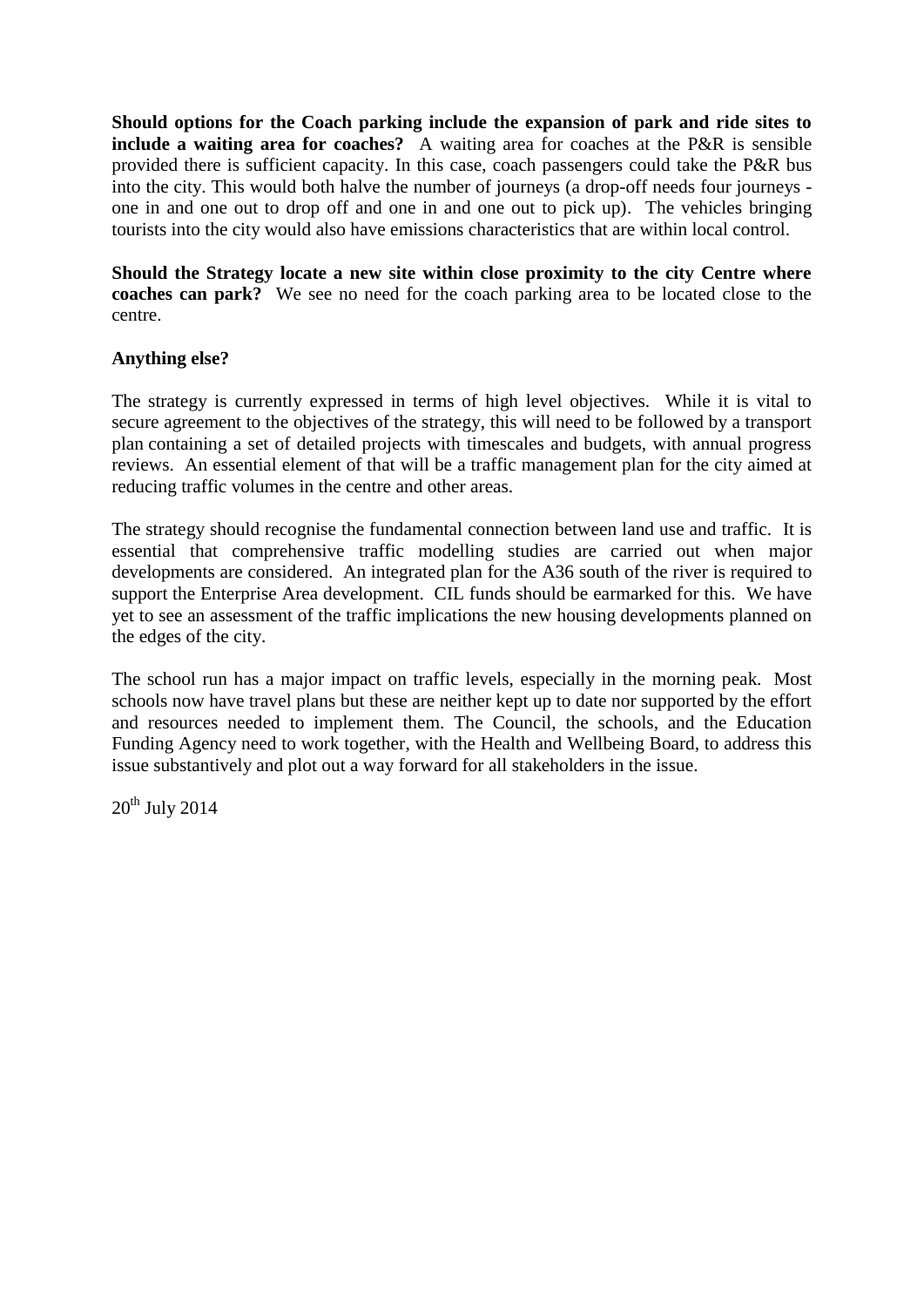**Should options for the Coach parking include the expansion of park and ride sites to include a waiting area for coaches?** A waiting area for coaches at the P&R is sensible provided there is sufficient capacity. In this case, coach passengers could take the P&R bus into the city. This would both halve the number of journeys (a drop-off needs four journeys - one in and one out to drop off and one in and one out to pick up). The vehicles bringing tourists into the city would also have emissions characteristics that are within local control.

**Should the Strategy locate a new site within close proximity to the city Centre where coaches can park?** We see no need for the coach parking area to be located close to the centre.

**Anything else?**

The strategy is currently expressed in terms of high level objectives. While it is vital to secure agreement to the objectives of the strategy, this will need to be followed by a transport plan containing a set of detailed projects with timescales and budgets, with annual progress reviews. An essential element of that will be a traffic management plan for the city aimed at reducing traffic volumes in the centre and other areas.

The strategy should recognise the fundamental connection between land use and traffic. It is essential that comprehensive traffic modelling studies are carried out when major developments are considered. An integrated plan for the A36 south of the river is required to support the Enterprise Area development. CIL funds should be earmarked for this. We have yet to see an assessment of the traffic implications the new housing developments planned on the edges of the city.

The school run has a major impact on traffic levels, especially in the morning peak. Most schools now have travel plans but these are neither kept up to date nor supported by the effort and resources needed to implement them. The Council, the schools, and the Education Funding Agency need to work together, with the Health and Wellbeing Board, to address this issue substantively and plot out a way forward for all stakeholders in the issue.

20th July 2014